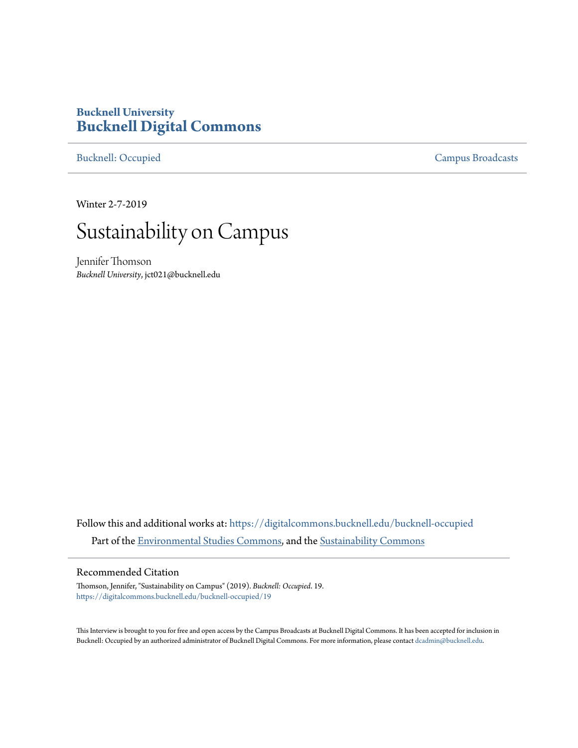**Bucknell University**
## Bucknell Digital Commons

Bucknell: Occupied | Campus Broadcasts

Winter 2-7-2019

# Sustainability on Campus

Jennifer Thomson
*Bucknell University*, jct021@bucknell.edu

Follow this and additional works at: https://digitalcommons.bucknell.edu/bucknell-occupied

Part of the Environmental Studies Commons, and the Sustainability Commons

### Recommended Citation

Thomson, Jennifer, "Sustainability on Campus" (2019). *Bucknell: Occupied*. 19.
https://digitalcommons.bucknell.edu/bucknell-occupied/19

This Interview is brought to you for free and open access by the Campus Broadcasts at Bucknell Digital Commons. It has been accepted for inclusion in Bucknell: Occupied by an authorized administrator of Bucknell Digital Commons. For more information, please contact dcadmin@bucknell.edu.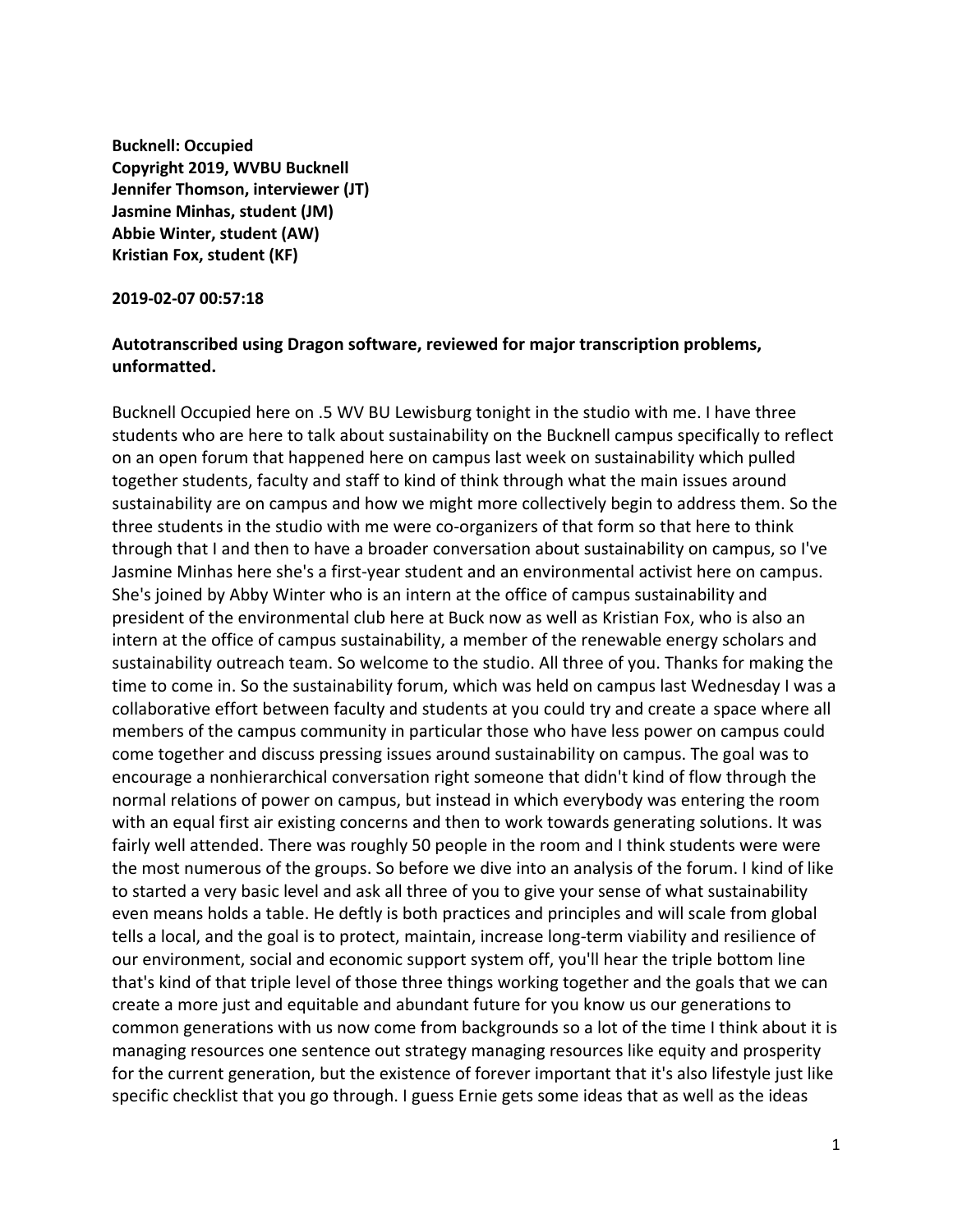**Bucknell: Occupied**
**Copyright 2019, WVBU Bucknell**
**Jennifer Thomson, interviewer (JT)**
**Jasmine Minhas, student (JM)**
**Abbie Winter, student (AW)**
**Kristian Fox, student (KF)**

**2019-02-07 00:57:18**

**Autotranscribed using Dragon software, reviewed for major transcription problems, unformatted.**

Bucknell Occupied here on .5 WV BU Lewisburg tonight in the studio with me. I have three students who are here to talk about sustainability on the Bucknell campus specifically to reflect on an open forum that happened here on campus last week on sustainability which pulled together students, faculty and staff to kind of think through what the main issues around sustainability are on campus and how we might more collectively begin to address them. So the three students in the studio with me were co-organizers of that form so that here to think through that I and then to have a broader conversation about sustainability on campus, so I've Jasmine Minhas here she's a first-year student and an environmental activist here on campus. She's joined by Abby Winter who is an intern at the office of campus sustainability and president of the environmental club here at Buck now as well as Kristian Fox, who is also an intern at the office of campus sustainability, a member of the renewable energy scholars and sustainability outreach team. So welcome to the studio. All three of you. Thanks for making the time to come in. So the sustainability forum, which was held on campus last Wednesday I was a collaborative effort between faculty and students at you could try and create a space where all members of the campus community in particular those who have less power on campus could come together and discuss pressing issues around sustainability on campus. The goal was to encourage a nonhierarchical conversation right someone that didn't kind of flow through the normal relations of power on campus, but instead in which everybody was entering the room with an equal first air existing concerns and then to work towards generating solutions. It was fairly well attended. There was roughly 50 people in the room and I think students were were the most numerous of the groups. So before we dive into an analysis of the forum. I kind of like to started a very basic level and ask all three of you to give your sense of what sustainability even means holds a table. He deftly is both practices and principles and will scale from global tells a local, and the goal is to protect, maintain, increase long-term viability and resilience of our environment, social and economic support system off, you'll hear the triple bottom line that's kind of that triple level of those three things working together and the goals that we can create a more just and equitable and abundant future for you know us our generations to common generations with us now come from backgrounds so a lot of the time I think about it is managing resources one sentence out strategy managing resources like equity and prosperity for the current generation, but the existence of forever important that it's also lifestyle just like specific checklist that you go through. I guess Ernie gets some ideas that as well as the ideas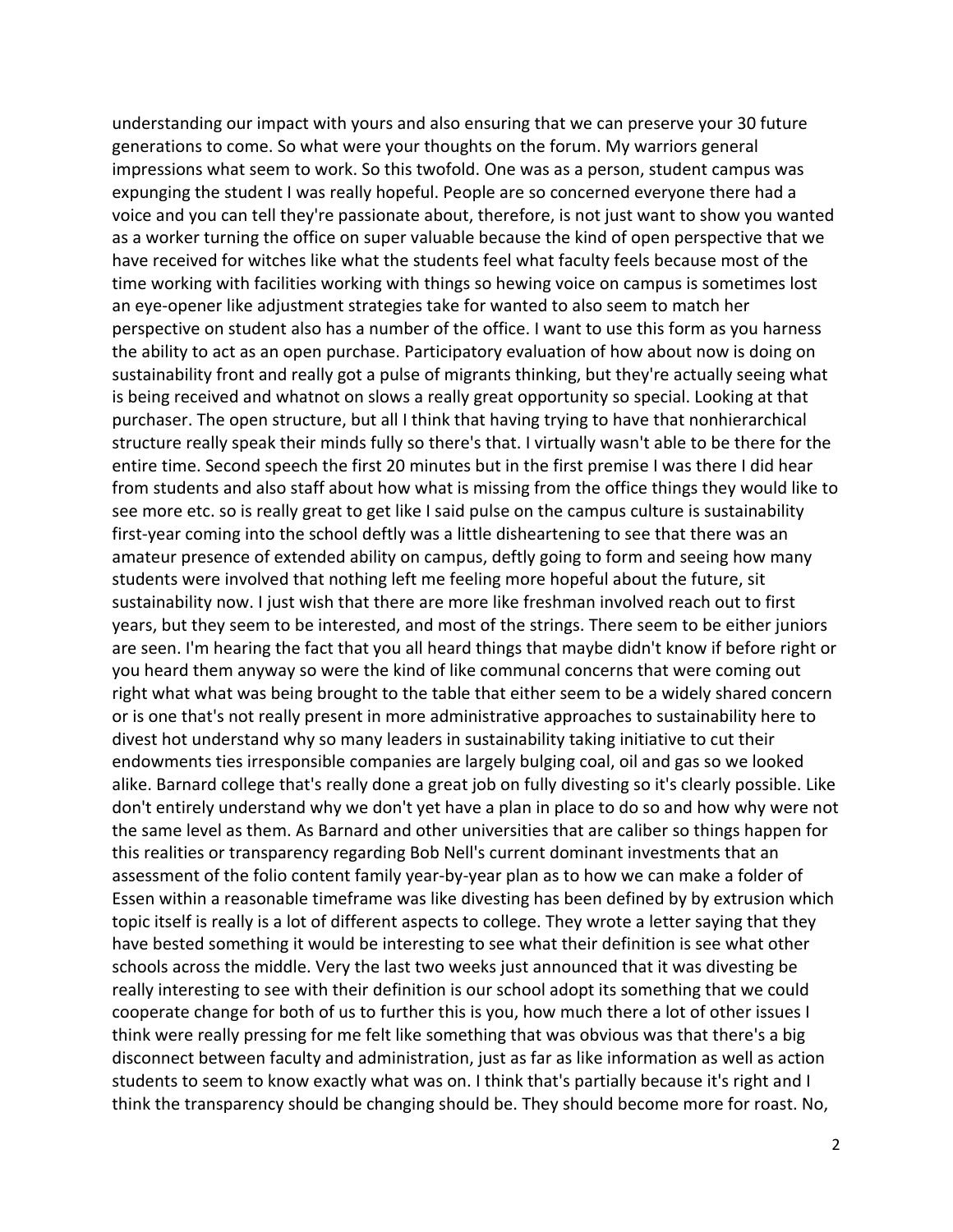understanding our impact with yours and also ensuring that we can preserve your 30 future generations to come. So what were your thoughts on the forum. My warriors general impressions what seem to work. So this twofold. One was as a person, student campus was expunging the student I was really hopeful. People are so concerned everyone there had a voice and you can tell they're passionate about, therefore, is not just want to show you wanted as a worker turning the office on super valuable because the kind of open perspective that we have received for witches like what the students feel what faculty feels because most of the time working with facilities working with things so hewing voice on campus is sometimes lost an eye-opener like adjustment strategies take for wanted to also seem to match her perspective on student also has a number of the office. I want to use this form as you harness the ability to act as an open purchase. Participatory evaluation of how about now is doing on sustainability front and really got a pulse of migrants thinking, but they're actually seeing what is being received and whatnot on slows a really great opportunity so special. Looking at that purchaser. The open structure, but all I think that having trying to have that nonhierarchical structure really speak their minds fully so there's that. I virtually wasn't able to be there for the entire time. Second speech the first 20 minutes but in the first premise I was there I did hear from students and also staff about how what is missing from the office things they would like to see more etc. so is really great to get like I said pulse on the campus culture is sustainability first-year coming into the school deftly was a little disheartening to see that there was an amateur presence of extended ability on campus, deftly going to form and seeing how many students were involved that nothing left me feeling more hopeful about the future, sit sustainability now. I just wish that there are more like freshman involved reach out to first years, but they seem to be interested, and most of the strings. There seem to be either juniors are seen. I'm hearing the fact that you all heard things that maybe didn't know if before right or you heard them anyway so were the kind of like communal concerns that were coming out right what what was being brought to the table that either seem to be a widely shared concern or is one that's not really present in more administrative approaches to sustainability here to divest hot understand why so many leaders in sustainability taking initiative to cut their endowments ties irresponsible companies are largely bulging coal, oil and gas so we looked alike. Barnard college that's really done a great job on fully divesting so it's clearly possible. Like don't entirely understand why we don't yet have a plan in place to do so and how why were not the same level as them. As Barnard and other universities that are caliber so things happen for this realities or transparency regarding Bob Nell's current dominant investments that an assessment of the folio content family year-by-year plan as to how we can make a folder of Essen within a reasonable timeframe was like divesting has been defined by by extrusion which topic itself is really is a lot of different aspects to college. They wrote a letter saying that they have bested something it would be interesting to see what their definition is see what other schools across the middle. Very the last two weeks just announced that it was divesting be really interesting to see with their definition is our school adopt its something that we could cooperate change for both of us to further this is you, how much there a lot of other issues I think were really pressing for me felt like something that was obvious was that there's a big disconnect between faculty and administration, just as far as like information as well as action students to seem to know exactly what was on. I think that's partially because it's right and I think the transparency should be changing should be. They should become more for roast. No,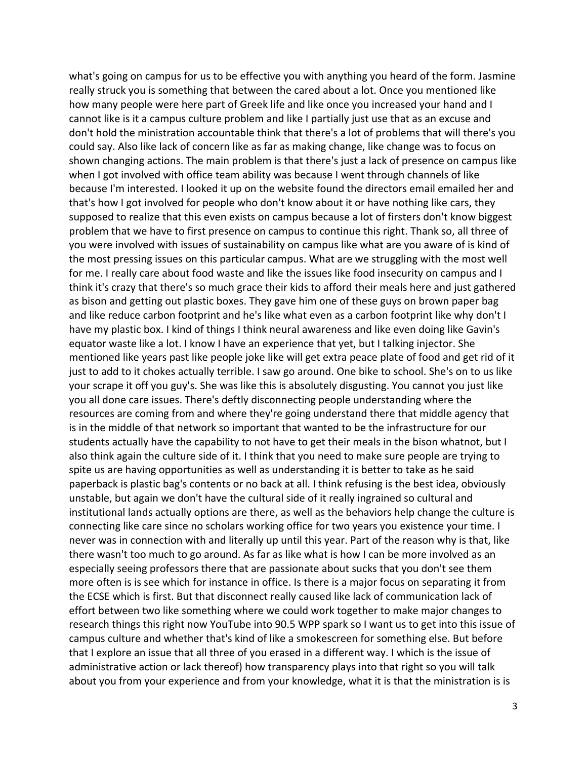what's going on campus for us to be effective you with anything you heard of the form. Jasmine really struck you is something that between the cared about a lot. Once you mentioned like how many people were here part of Greek life and like once you increased your hand and I cannot like is it a campus culture problem and like I partially just use that as an excuse and don't hold the ministration accountable think that there's a lot of problems that will there's you could say. Also like lack of concern like as far as making change, like change was to focus on shown changing actions. The main problem is that there's just a lack of presence on campus like when I got involved with office team ability was because I went through channels of like because I'm interested. I looked it up on the website found the directors email emailed her and that's how I got involved for people who don't know about it or have nothing like cars, they supposed to realize that this even exists on campus because a lot of firsters don't know biggest problem that we have to first presence on campus to continue this right. Thank so, all three of you were involved with issues of sustainability on campus like what are you aware of is kind of the most pressing issues on this particular campus. What are we struggling with the most well for me. I really care about food waste and like the issues like food insecurity on campus and I think it's crazy that there's so much grace their kids to afford their meals here and just gathered as bison and getting out plastic boxes. They gave him one of these guys on brown paper bag and like reduce carbon footprint and he's like what even as a carbon footprint like why don't I have my plastic box. I kind of things I think neural awareness and like even doing like Gavin's equator waste like a lot. I know I have an experience that yet, but I talking injector. She mentioned like years past like people joke like will get extra peace plate of food and get rid of it just to add to it chokes actually terrible. I saw go around. One bike to school. She's on to us like your scrape it off you guy's. She was like this is absolutely disgusting. You cannot you just like you all done care issues. There's deftly disconnecting people understanding where the resources are coming from and where they're going understand there that middle agency that is in the middle of that network so important that wanted to be the infrastructure for our students actually have the capability to not have to get their meals in the bison whatnot, but I also think again the culture side of it. I think that you need to make sure people are trying to spite us are having opportunities as well as understanding it is better to take as he said paperback is plastic bag's contents or no back at all. I think refusing is the best idea, obviously unstable, but again we don't have the cultural side of it really ingrained so cultural and institutional lands actually options are there, as well as the behaviors help change the culture is connecting like care since no scholars working office for two years you existence your time. I never was in connection with and literally up until this year. Part of the reason why is that, like there wasn't too much to go around. As far as like what is how I can be more involved as an especially seeing professors there that are passionate about sucks that you don't see them more often is is see which for instance in office. Is there is a major focus on separating it from the ECSE which is first. But that disconnect really caused like lack of communication lack of effort between two like something where we could work together to make major changes to research things this right now YouTube into 90.5 WPP spark so I want us to get into this issue of campus culture and whether that's kind of like a smokescreen for something else. But before that I explore an issue that all three of you erased in a different way. I which is the issue of administrative action or lack thereof) how transparency plays into that right so you will talk about you from your experience and from your knowledge, what it is that the ministration is is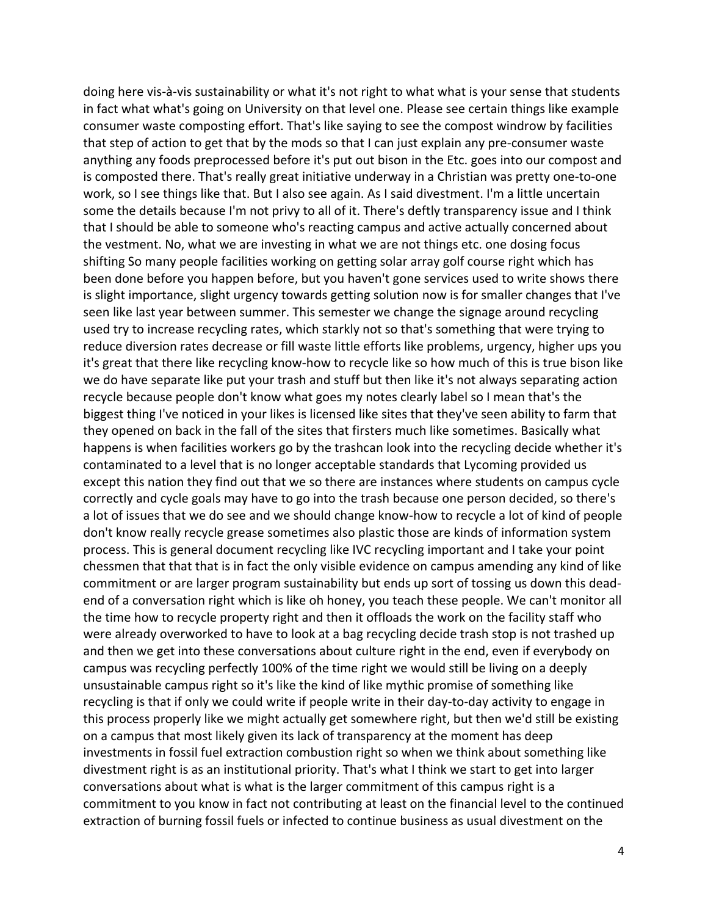doing here vis-à-vis sustainability or what it's not right to what what is your sense that students in fact what what's going on University on that level one. Please see certain things like example consumer waste composting effort. That's like saying to see the compost windrow by facilities that step of action to get that by the mods so that I can just explain any pre-consumer waste anything any foods preprocessed before it's put out bison in the Etc. goes into our compost and is composted there. That's really great initiative underway in a Christian was pretty one-to-one work, so I see things like that. But I also see again. As I said divestment. I'm a little uncertain some the details because I'm not privy to all of it. There's deftly transparency issue and I think that I should be able to someone who's reacting campus and active actually concerned about the vestment. No, what we are investing in what we are not things etc. one dosing focus shifting So many people facilities working on getting solar array golf course right which has been done before you happen before, but you haven't gone services used to write shows there is slight importance, slight urgency towards getting solution now is for smaller changes that I've seen like last year between summer. This semester we change the signage around recycling used try to increase recycling rates, which starkly not so that's something that were trying to reduce diversion rates decrease or fill waste little efforts like problems, urgency, higher ups you it's great that there like recycling know-how to recycle like so how much of this is true bison like we do have separate like put your trash and stuff but then like it's not always separating action recycle because people don't know what goes my notes clearly label so I mean that's the biggest thing I've noticed in your likes is licensed like sites that they've seen ability to farm that they opened on back in the fall of the sites that firsters much like sometimes. Basically what happens is when facilities workers go by the trashcan look into the recycling decide whether it's contaminated to a level that is no longer acceptable standards that Lycoming provided us except this nation they find out that we so there are instances where students on campus cycle correctly and cycle goals may have to go into the trash because one person decided, so there's a lot of issues that we do see and we should change know-how to recycle a lot of kind of people don't know really recycle grease sometimes also plastic those are kinds of information system process. This is general document recycling like IVC recycling important and I take your point chessmen that that that is in fact the only visible evidence on campus amending any kind of like commitment or are larger program sustainability but ends up sort of tossing us down this dead-end of a conversation right which is like oh honey, you teach these people. We can't monitor all the time how to recycle property right and then it offloads the work on the facility staff who were already overworked to have to look at a bag recycling decide trash stop is not trashed up and then we get into these conversations about culture right in the end, even if everybody on campus was recycling perfectly 100% of the time right we would still be living on a deeply unsustainable campus right so it's like the kind of like mythic promise of something like recycling is that if only we could write if people write in their day-to-day activity to engage in this process properly like we might actually get somewhere right, but then we'd still be existing on a campus that most likely given its lack of transparency at the moment has deep investments in fossil fuel extraction combustion right so when we think about something like divestment right is as an institutional priority. That's what I think we start to get into larger conversations about what is what is the larger commitment of this campus right is a commitment to you know in fact not contributing at least on the financial level to the continued extraction of burning fossil fuels or infected to continue business as usual divestment on the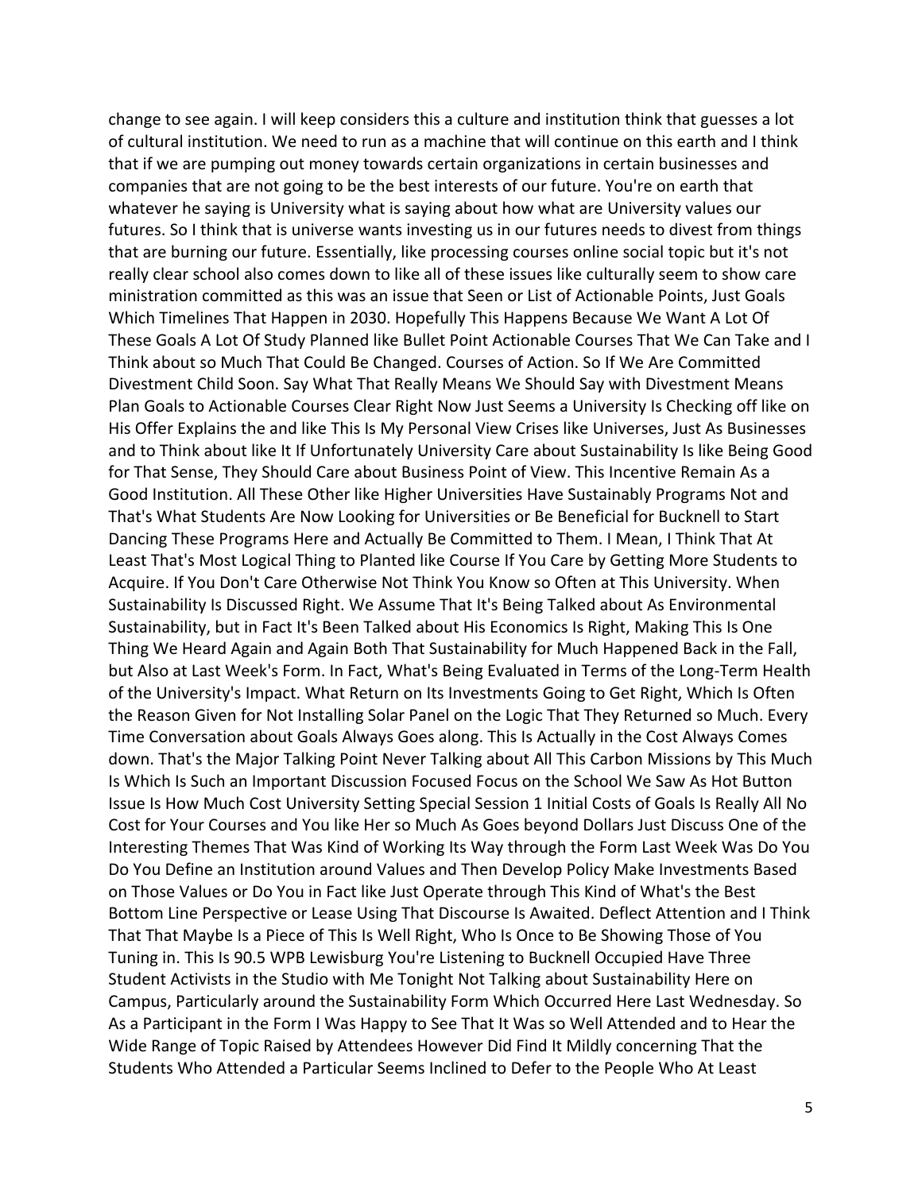change to see again. I will keep considers this a culture and institution think that guesses a lot of cultural institution. We need to run as a machine that will continue on this earth and I think that if we are pumping out money towards certain organizations in certain businesses and companies that are not going to be the best interests of our future. You're on earth that whatever he saying is University what is saying about how what are University values our futures. So I think that is universe wants investing us in our futures needs to divest from things that are burning our future. Essentially, like processing courses online social topic but it's not really clear school also comes down to like all of these issues like culturally seem to show care ministration committed as this was an issue that Seen or List of Actionable Points, Just Goals Which Timelines That Happen in 2030. Hopefully This Happens Because We Want A Lot Of These Goals A Lot Of Study Planned like Bullet Point Actionable Courses That We Can Take and I Think about so Much That Could Be Changed. Courses of Action. So If We Are Committed Divestment Child Soon. Say What That Really Means We Should Say with Divestment Means Plan Goals to Actionable Courses Clear Right Now Just Seems a University Is Checking off like on His Offer Explains the and like This Is My Personal View Crises like Universes, Just As Businesses and to Think about like It If Unfortunately University Care about Sustainability Is like Being Good for That Sense, They Should Care about Business Point of View. This Incentive Remain As a Good Institution. All These Other like Higher Universities Have Sustainably Programs Not and That's What Students Are Now Looking for Universities or Be Beneficial for Bucknell to Start Dancing These Programs Here and Actually Be Committed to Them. I Mean, I Think That At Least That's Most Logical Thing to Planted like Course If You Care by Getting More Students to Acquire. If You Don't Care Otherwise Not Think You Know so Often at This University. When Sustainability Is Discussed Right. We Assume That It's Being Talked about As Environmental Sustainability, but in Fact It's Been Talked about His Economics Is Right, Making This Is One Thing We Heard Again and Again Both That Sustainability for Much Happened Back in the Fall, but Also at Last Week's Form. In Fact, What's Being Evaluated in Terms of the Long-Term Health of the University's Impact. What Return on Its Investments Going to Get Right, Which Is Often the Reason Given for Not Installing Solar Panel on the Logic That They Returned so Much. Every Time Conversation about Goals Always Goes along. This Is Actually in the Cost Always Comes down. That's the Major Talking Point Never Talking about All This Carbon Missions by This Much Is Which Is Such an Important Discussion Focused Focus on the School We Saw As Hot Button Issue Is How Much Cost University Setting Special Session 1 Initial Costs of Goals Is Really All No Cost for Your Courses and You like Her so Much As Goes beyond Dollars Just Discuss One of the Interesting Themes That Was Kind of Working Its Way through the Form Last Week Was Do You Do You Define an Institution around Values and Then Develop Policy Make Investments Based on Those Values or Do You in Fact like Just Operate through This Kind of What's the Best Bottom Line Perspective or Lease Using That Discourse Is Awaited. Deflect Attention and I Think That That Maybe Is a Piece of This Is Well Right, Who Is Once to Be Showing Those of You Tuning in. This Is 90.5 WPB Lewisburg You're Listening to Bucknell Occupied Have Three Student Activists in the Studio with Me Tonight Not Talking about Sustainability Here on Campus, Particularly around the Sustainability Form Which Occurred Here Last Wednesday. So As a Participant in the Form I Was Happy to See That It Was so Well Attended and to Hear the Wide Range of Topic Raised by Attendees However Did Find It Mildly concerning That the Students Who Attended a Particular Seems Inclined to Defer to the People Who At Least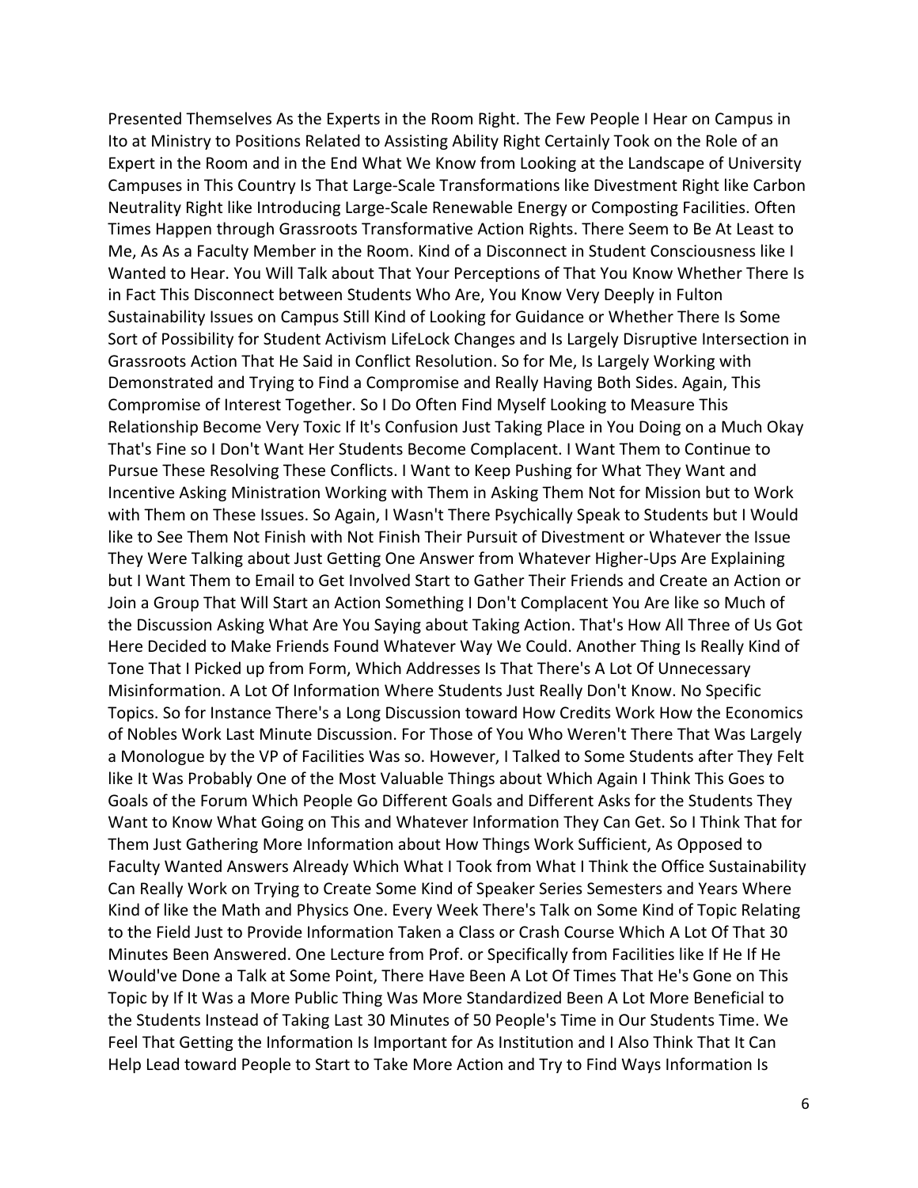Presented Themselves As the Experts in the Room Right. The Few People I Hear on Campus in Ito at Ministry to Positions Related to Assisting Ability Right Certainly Took on the Role of an Expert in the Room and in the End What We Know from Looking at the Landscape of University Campuses in This Country Is That Large-Scale Transformations like Divestment Right like Carbon Neutrality Right like Introducing Large-Scale Renewable Energy or Composting Facilities. Often Times Happen through Grassroots Transformative Action Rights. There Seem to Be At Least to Me, As As a Faculty Member in the Room. Kind of a Disconnect in Student Consciousness like I Wanted to Hear. You Will Talk about That Your Perceptions of That You Know Whether There Is in Fact This Disconnect between Students Who Are, You Know Very Deeply in Fulton Sustainability Issues on Campus Still Kind of Looking for Guidance or Whether There Is Some Sort of Possibility for Student Activism LifeLock Changes and Is Largely Disruptive Intersection in Grassroots Action That He Said in Conflict Resolution. So for Me, Is Largely Working with Demonstrated and Trying to Find a Compromise and Really Having Both Sides. Again, This Compromise of Interest Together. So I Do Often Find Myself Looking to Measure This Relationship Become Very Toxic If It's Confusion Just Taking Place in You Doing on a Much Okay That's Fine so I Don't Want Her Students Become Complacent. I Want Them to Continue to Pursue These Resolving These Conflicts. I Want to Keep Pushing for What They Want and Incentive Asking Ministration Working with Them in Asking Them Not for Mission but to Work with Them on These Issues. So Again, I Wasn't There Psychically Speak to Students but I Would like to See Them Not Finish with Not Finish Their Pursuit of Divestment or Whatever the Issue They Were Talking about Just Getting One Answer from Whatever Higher-Ups Are Explaining but I Want Them to Email to Get Involved Start to Gather Their Friends and Create an Action or Join a Group That Will Start an Action Something I Don't Complacent You Are like so Much of the Discussion Asking What Are You Saying about Taking Action. That's How All Three of Us Got Here Decided to Make Friends Found Whatever Way We Could. Another Thing Is Really Kind of Tone That I Picked up from Form, Which Addresses Is That There's A Lot Of Unnecessary Misinformation. A Lot Of Information Where Students Just Really Don't Know. No Specific Topics. So for Instance There's a Long Discussion toward How Credits Work How the Economics of Nobles Work Last Minute Discussion. For Those of You Who Weren't There That Was Largely a Monologue by the VP of Facilities Was so. However, I Talked to Some Students after They Felt like It Was Probably One of the Most Valuable Things about Which Again I Think This Goes to Goals of the Forum Which People Go Different Goals and Different Asks for the Students They Want to Know What Going on This and Whatever Information They Can Get. So I Think That for Them Just Gathering More Information about How Things Work Sufficient, As Opposed to Faculty Wanted Answers Already Which What I Took from What I Think the Office Sustainability Can Really Work on Trying to Create Some Kind of Speaker Series Semesters and Years Where Kind of like the Math and Physics One. Every Week There's Talk on Some Kind of Topic Relating to the Field Just to Provide Information Taken a Class or Crash Course Which A Lot Of That 30 Minutes Been Answered. One Lecture from Prof. or Specifically from Facilities like If He If He Would've Done a Talk at Some Point, There Have Been A Lot Of Times That He's Gone on This Topic by If It Was a More Public Thing Was More Standardized Been A Lot More Beneficial to the Students Instead of Taking Last 30 Minutes of 50 People's Time in Our Students Time. We Feel That Getting the Information Is Important for As Institution and I Also Think That It Can Help Lead toward People to Start to Take More Action and Try to Find Ways Information Is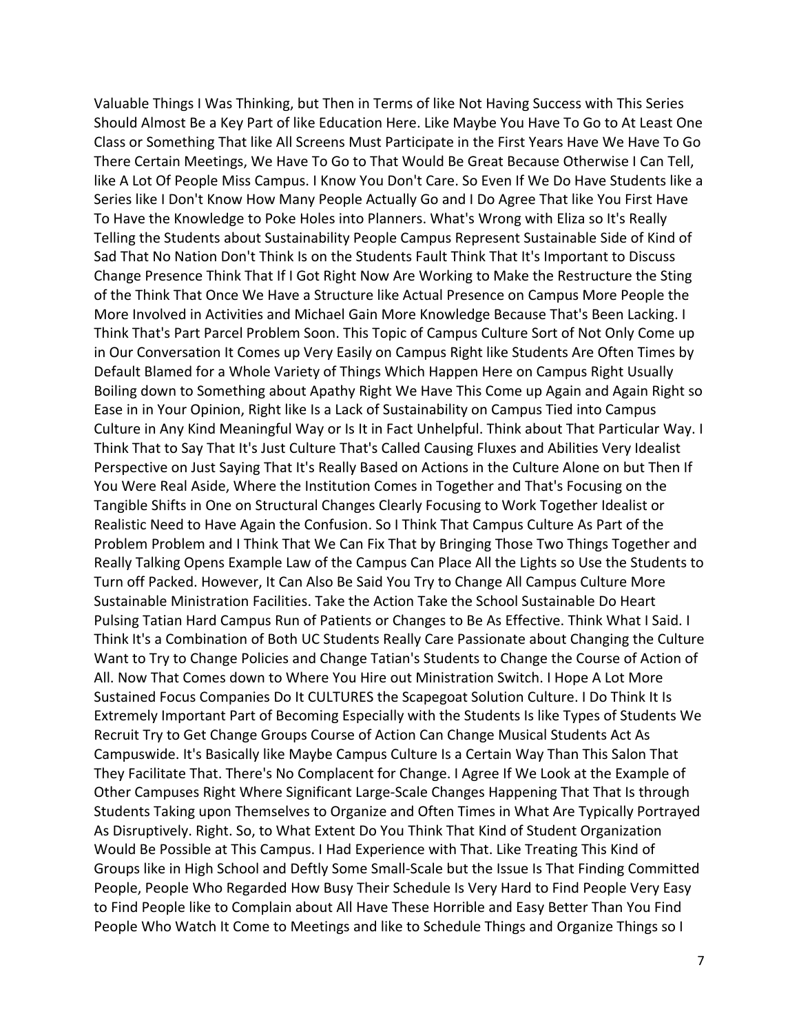Valuable Things I Was Thinking, but Then in Terms of like Not Having Success with This Series Should Almost Be a Key Part of like Education Here. Like Maybe You Have To Go to At Least One Class or Something That like All Screens Must Participate in the First Years Have We Have To Go There Certain Meetings, We Have To Go to That Would Be Great Because Otherwise I Can Tell, like A Lot Of People Miss Campus. I Know You Don't Care. So Even If We Do Have Students like a Series like I Don't Know How Many People Actually Go and I Do Agree That like You First Have To Have the Knowledge to Poke Holes into Planners. What's Wrong with Eliza so It's Really Telling the Students about Sustainability People Campus Represent Sustainable Side of Kind of Sad That No Nation Don't Think Is on the Students Fault Think That It's Important to Discuss Change Presence Think That If I Got Right Now Are Working to Make the Restructure the Sting of the Think That Once We Have a Structure like Actual Presence on Campus More People the More Involved in Activities and Michael Gain More Knowledge Because That's Been Lacking. I Think That's Part Parcel Problem Soon. This Topic of Campus Culture Sort of Not Only Come up in Our Conversation It Comes up Very Easily on Campus Right like Students Are Often Times by Default Blamed for a Whole Variety of Things Which Happen Here on Campus Right Usually Boiling down to Something about Apathy Right We Have This Come up Again and Again Right so Ease in in Your Opinion, Right like Is a Lack of Sustainability on Campus Tied into Campus Culture in Any Kind Meaningful Way or Is It in Fact Unhelpful. Think about That Particular Way. I Think That to Say That It's Just Culture That's Called Causing Fluxes and Abilities Very Idealist Perspective on Just Saying That It's Really Based on Actions in the Culture Alone on but Then If You Were Real Aside, Where the Institution Comes in Together and That's Focusing on the Tangible Shifts in One on Structural Changes Clearly Focusing to Work Together Idealist or Realistic Need to Have Again the Confusion. So I Think That Campus Culture As Part of the Problem Problem and I Think That We Can Fix That by Bringing Those Two Things Together and Really Talking Opens Example Law of the Campus Can Place All the Lights so Use the Students to Turn off Packed. However, It Can Also Be Said You Try to Change All Campus Culture More Sustainable Ministration Facilities. Take the Action Take the School Sustainable Do Heart Pulsing Tatian Hard Campus Run of Patients or Changes to Be As Effective. Think What I Said. I Think It's a Combination of Both UC Students Really Care Passionate about Changing the Culture Want to Try to Change Policies and Change Tatian's Students to Change the Course of Action of All. Now That Comes down to Where You Hire out Ministration Switch. I Hope A Lot More Sustained Focus Companies Do It CULTURES the Scapegoat Solution Culture. I Do Think It Is Extremely Important Part of Becoming Especially with the Students Is like Types of Students We Recruit Try to Get Change Groups Course of Action Can Change Musical Students Act As Campuswide. It's Basically like Maybe Campus Culture Is a Certain Way Than This Salon That They Facilitate That. There's No Complacent for Change. I Agree If We Look at the Example of Other Campuses Right Where Significant Large-Scale Changes Happening That That Is through Students Taking upon Themselves to Organize and Often Times in What Are Typically Portrayed As Disruptively. Right. So, to What Extent Do You Think That Kind of Student Organization Would Be Possible at This Campus. I Had Experience with That. Like Treating This Kind of Groups like in High School and Deftly Some Small-Scale but the Issue Is That Finding Committed People, People Who Regarded How Busy Their Schedule Is Very Hard to Find People Very Easy to Find People like to Complain about All Have These Horrible and Easy Better Than You Find People Who Watch It Come to Meetings and like to Schedule Things and Organize Things so I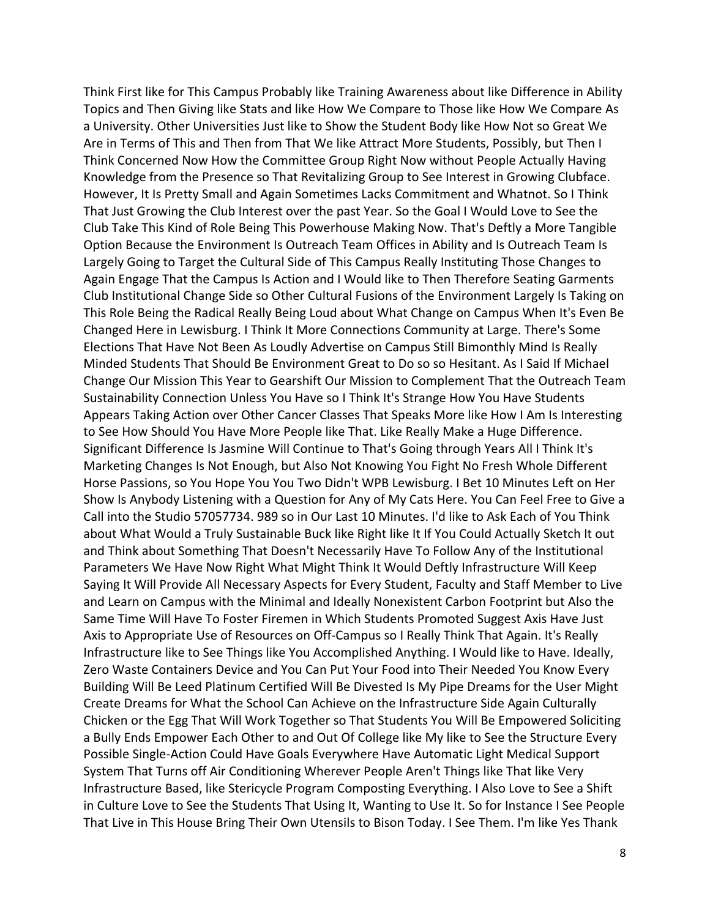Think First like for This Campus Probably like Training Awareness about like Difference in Ability Topics and Then Giving like Stats and like How We Compare to Those like How We Compare As a University. Other Universities Just like to Show the Student Body like How Not so Great We Are in Terms of This and Then from That We like Attract More Students, Possibly, but Then I Think Concerned Now How the Committee Group Right Now without People Actually Having Knowledge from the Presence so That Revitalizing Group to See Interest in Growing Clubface. However, It Is Pretty Small and Again Sometimes Lacks Commitment and Whatnot. So I Think That Just Growing the Club Interest over the past Year. So the Goal I Would Love to See the Club Take This Kind of Role Being This Powerhouse Making Now. That's Deftly a More Tangible Option Because the Environment Is Outreach Team Offices in Ability and Is Outreach Team Is Largely Going to Target the Cultural Side of This Campus Really Instituting Those Changes to Again Engage That the Campus Is Action and I Would like to Then Therefore Seating Garments Club Institutional Change Side so Other Cultural Fusions of the Environment Largely Is Taking on This Role Being the Radical Really Being Loud about What Change on Campus When It's Even Be Changed Here in Lewisburg. I Think It More Connections Community at Large. There's Some Elections That Have Not Been As Loudly Advertise on Campus Still Bimonthly Mind Is Really Minded Students That Should Be Environment Great to Do so so Hesitant. As I Said If Michael Change Our Mission This Year to Gearshift Our Mission to Complement That the Outreach Team Sustainability Connection Unless You Have so I Think It's Strange How You Have Students Appears Taking Action over Other Cancer Classes That Speaks More like How I Am Is Interesting to See How Should You Have More People like That. Like Really Make a Huge Difference. Significant Difference Is Jasmine Will Continue to That's Going through Years All I Think It's Marketing Changes Is Not Enough, but Also Not Knowing You Fight No Fresh Whole Different Horse Passions, so You Hope You You Two Didn't WPB Lewisburg. I Bet 10 Minutes Left on Her Show Is Anybody Listening with a Question for Any of My Cats Here. You Can Feel Free to Give a Call into the Studio 57057734. 989 so in Our Last 10 Minutes. I'd like to Ask Each of You Think about What Would a Truly Sustainable Buck like Right like It If You Could Actually Sketch It out and Think about Something That Doesn't Necessarily Have To Follow Any of the Institutional Parameters We Have Now Right What Might Think It Would Deftly Infrastructure Will Keep Saying It Will Provide All Necessary Aspects for Every Student, Faculty and Staff Member to Live and Learn on Campus with the Minimal and Ideally Nonexistent Carbon Footprint but Also the Same Time Will Have To Foster Firemen in Which Students Promoted Suggest Axis Have Just Axis to Appropriate Use of Resources on Off-Campus so I Really Think That Again. It's Really Infrastructure like to See Things like You Accomplished Anything. I Would like to Have. Ideally, Zero Waste Containers Device and You Can Put Your Food into Their Needed You Know Every Building Will Be Leed Platinum Certified Will Be Divested Is My Pipe Dreams for the User Might Create Dreams for What the School Can Achieve on the Infrastructure Side Again Culturally Chicken or the Egg That Will Work Together so That Students You Will Be Empowered Soliciting a Bully Ends Empower Each Other to and Out Of College like My like to See the Structure Every Possible Single-Action Could Have Goals Everywhere Have Automatic Light Medical Support System That Turns off Air Conditioning Wherever People Aren't Things like That like Very Infrastructure Based, like Stericycle Program Composting Everything. I Also Love to See a Shift in Culture Love to See the Students That Using It, Wanting to Use It. So for Instance I See People That Live in This House Bring Their Own Utensils to Bison Today. I See Them. I'm like Yes Thank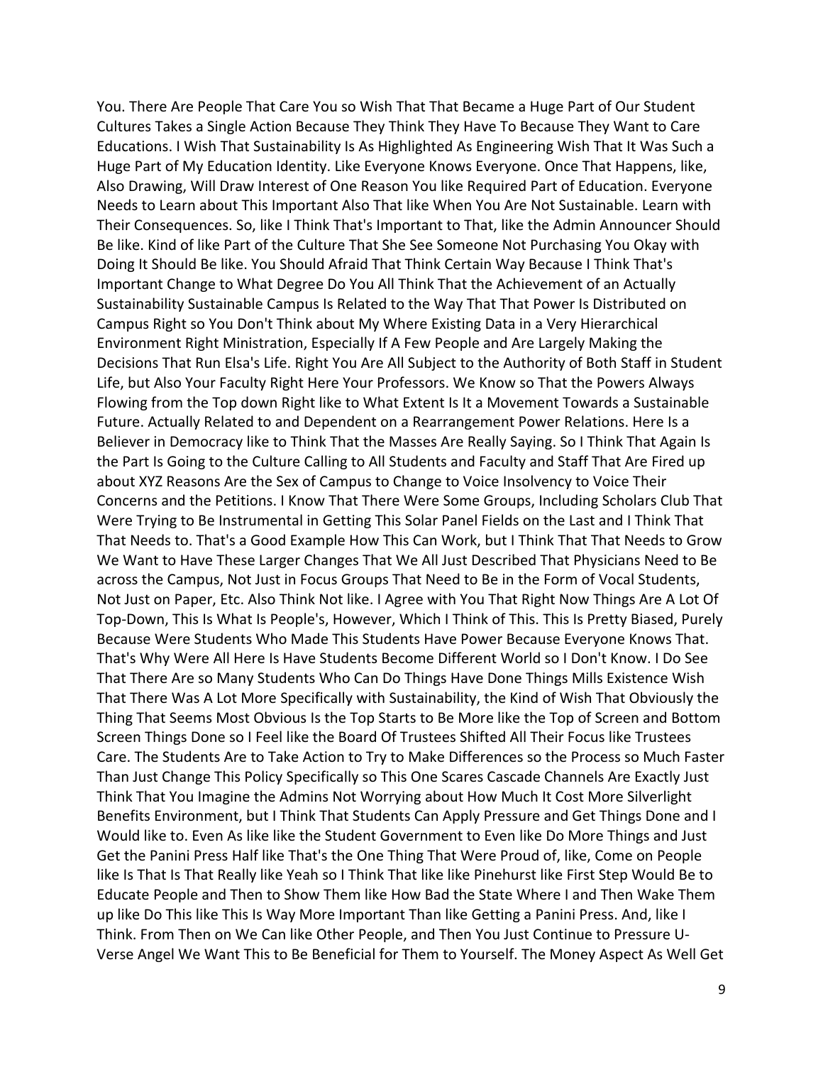You. There Are People That Care You so Wish That That Became a Huge Part of Our Student Cultures Takes a Single Action Because They Think They Have To Because They Want to Care Educations. I Wish That Sustainability Is As Highlighted As Engineering Wish That It Was Such a Huge Part of My Education Identity. Like Everyone Knows Everyone. Once That Happens, like, Also Drawing, Will Draw Interest of One Reason You like Required Part of Education. Everyone Needs to Learn about This Important Also That like When You Are Not Sustainable. Learn with Their Consequences. So, like I Think That's Important to That, like the Admin Announcer Should Be like. Kind of like Part of the Culture That She See Someone Not Purchasing You Okay with Doing It Should Be like. You Should Afraid That Think Certain Way Because I Think That's Important Change to What Degree Do You All Think That the Achievement of an Actually Sustainability Sustainable Campus Is Related to the Way That That Power Is Distributed on Campus Right so You Don't Think about My Where Existing Data in a Very Hierarchical Environment Right Ministration, Especially If A Few People and Are Largely Making the Decisions That Run Elsa's Life. Right You Are All Subject to the Authority of Both Staff in Student Life, but Also Your Faculty Right Here Your Professors. We Know so That the Powers Always Flowing from the Top down Right like to What Extent Is It a Movement Towards a Sustainable Future. Actually Related to and Dependent on a Rearrangement Power Relations. Here Is a Believer in Democracy like to Think That the Masses Are Really Saying. So I Think That Again Is the Part Is Going to the Culture Calling to All Students and Faculty and Staff That Are Fired up about XYZ Reasons Are the Sex of Campus to Change to Voice Insolvency to Voice Their Concerns and the Petitions. I Know That There Were Some Groups, Including Scholars Club That Were Trying to Be Instrumental in Getting This Solar Panel Fields on the Last and I Think That That Needs to. That's a Good Example How This Can Work, but I Think That That Needs to Grow We Want to Have These Larger Changes That We All Just Described That Physicians Need to Be across the Campus, Not Just in Focus Groups That Need to Be in the Form of Vocal Students, Not Just on Paper, Etc. Also Think Not like. I Agree with You That Right Now Things Are A Lot Of Top-Down, This Is What Is People's, However, Which I Think of This. This Is Pretty Biased, Purely Because Were Students Who Made This Students Have Power Because Everyone Knows That. That's Why Were All Here Is Have Students Become Different World so I Don't Know. I Do See That There Are so Many Students Who Can Do Things Have Done Things Mills Existence Wish That There Was A Lot More Specifically with Sustainability, the Kind of Wish That Obviously the Thing That Seems Most Obvious Is the Top Starts to Be More like the Top of Screen and Bottom Screen Things Done so I Feel like the Board Of Trustees Shifted All Their Focus like Trustees Care. The Students Are to Take Action to Try to Make Differences so the Process so Much Faster Than Just Change This Policy Specifically so This One Scares Cascade Channels Are Exactly Just Think That You Imagine the Admins Not Worrying about How Much It Cost More Silverlight Benefits Environment, but I Think That Students Can Apply Pressure and Get Things Done and I Would like to. Even As like like the Student Government to Even like Do More Things and Just Get the Panini Press Half like That's the One Thing That Were Proud of, like, Come on People like Is That Is That Really like Yeah so I Think That like like Pinehurst like First Step Would Be to Educate People and Then to Show Them like How Bad the State Where I and Then Wake Them up like Do This like This Is Way More Important Than like Getting a Panini Press. And, like I Think. From Then on We Can like Other People, and Then You Just Continue to Pressure U-Verse Angel We Want This to Be Beneficial for Them to Yourself. The Money Aspect As Well Get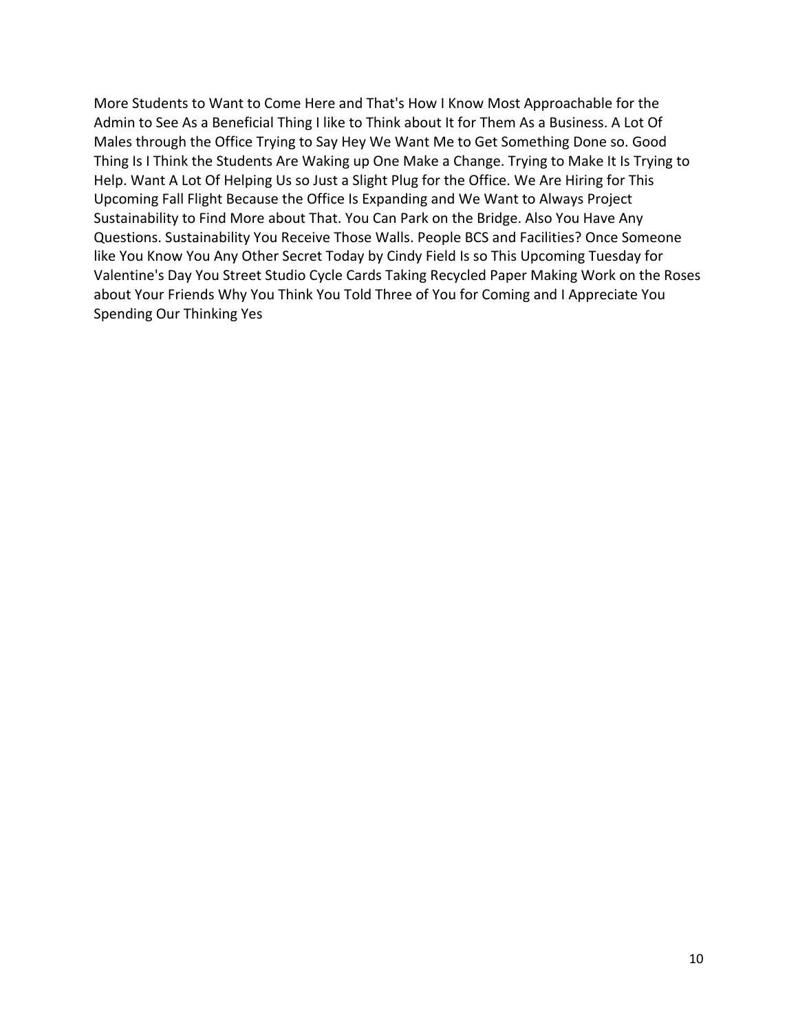More Students to Want to Come Here and That's How I Know Most Approachable for the Admin to See As a Beneficial Thing I like to Think about It for Them As a Business. A Lot Of Males through the Office Trying to Say Hey We Want Me to Get Something Done so. Good Thing Is I Think the Students Are Waking up One Make a Change. Trying to Make It Is Trying to Help. Want A Lot Of Helping Us so Just a Slight Plug for the Office. We Are Hiring for This Upcoming Fall Flight Because the Office Is Expanding and We Want to Always Project Sustainability to Find More about That. You Can Park on the Bridge. Also You Have Any Questions. Sustainability You Receive Those Walls. People BCS and Facilities? Once Someone like You Know You Any Other Secret Today by Cindy Field Is so This Upcoming Tuesday for Valentine's Day You Street Studio Cycle Cards Taking Recycled Paper Making Work on the Roses about Your Friends Why You Think You Told Three of You for Coming and I Appreciate You Spending Our Thinking Yes